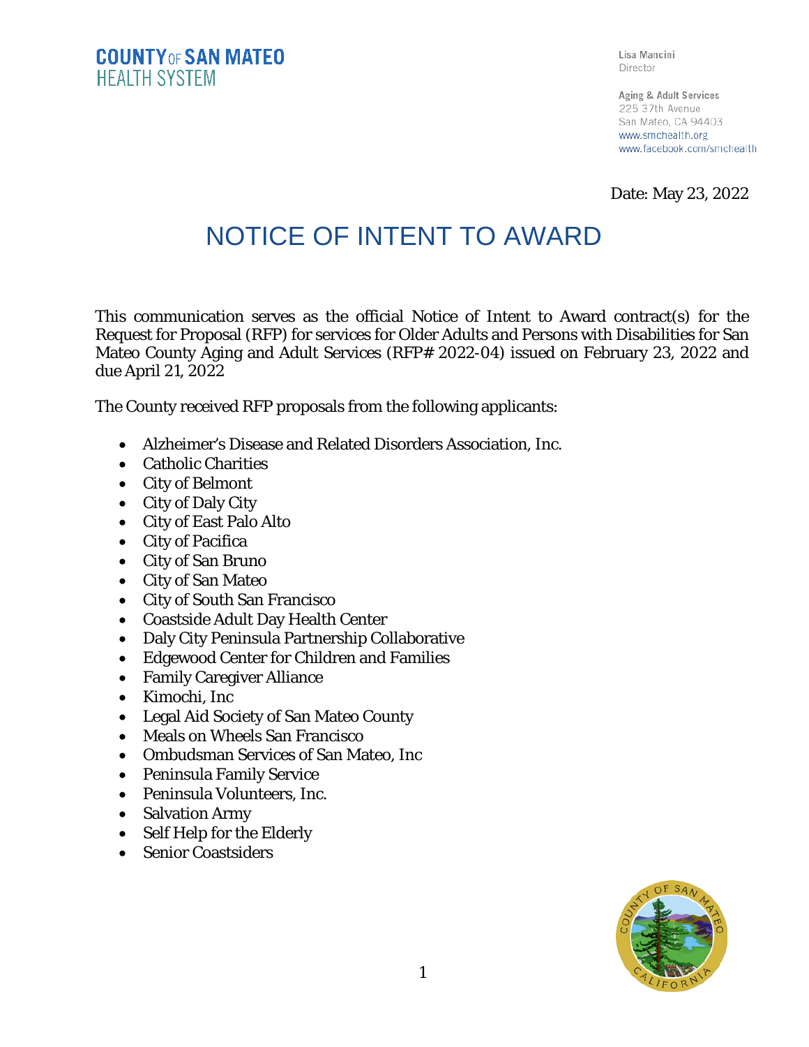**COUNTY OF SAN MATEO**
**HEALTH SYSTEM**

Lisa Mancini
Director

Aging & Adult Services
225 37th Avenue
San Mateo, CA 94403
www.smchealth.org
www.facebook.com/smchealth

Date: May 23, 2022

# NOTICE OF INTENT TO AWARD

This communication serves as the official Notice of Intent to Award contract(s) for the Request for Proposal (RFP) for services for Older Adults and Persons with Disabilities for San Mateo County Aging and Adult Services (RFP# 2022-04) issued on February 23, 2022 and due April 21, 2022

The County received RFP proposals from the following applicants:

- Alzheimer's Disease and Related Disorders Association, Inc.
- Catholic Charities
- City of Belmont
- City of Daly City
- City of East Palo Alto
- City of Pacifica
- City of San Bruno
- City of San Mateo
- City of South San Francisco
- Coastside Adult Day Health Center
- Daly City Peninsula Partnership Collaborative
- Edgewood Center for Children and Families
- Family Caregiver Alliance
- Kimochi, Inc
- Legal Aid Society of San Mateo County
- Meals on Wheels San Francisco
- Ombudsman Services of San Mateo, Inc
- Peninsula Family Service
- Peninsula Volunteers, Inc.
- Salvation Army
- Self Help for the Elderly
- Senior Coastsiders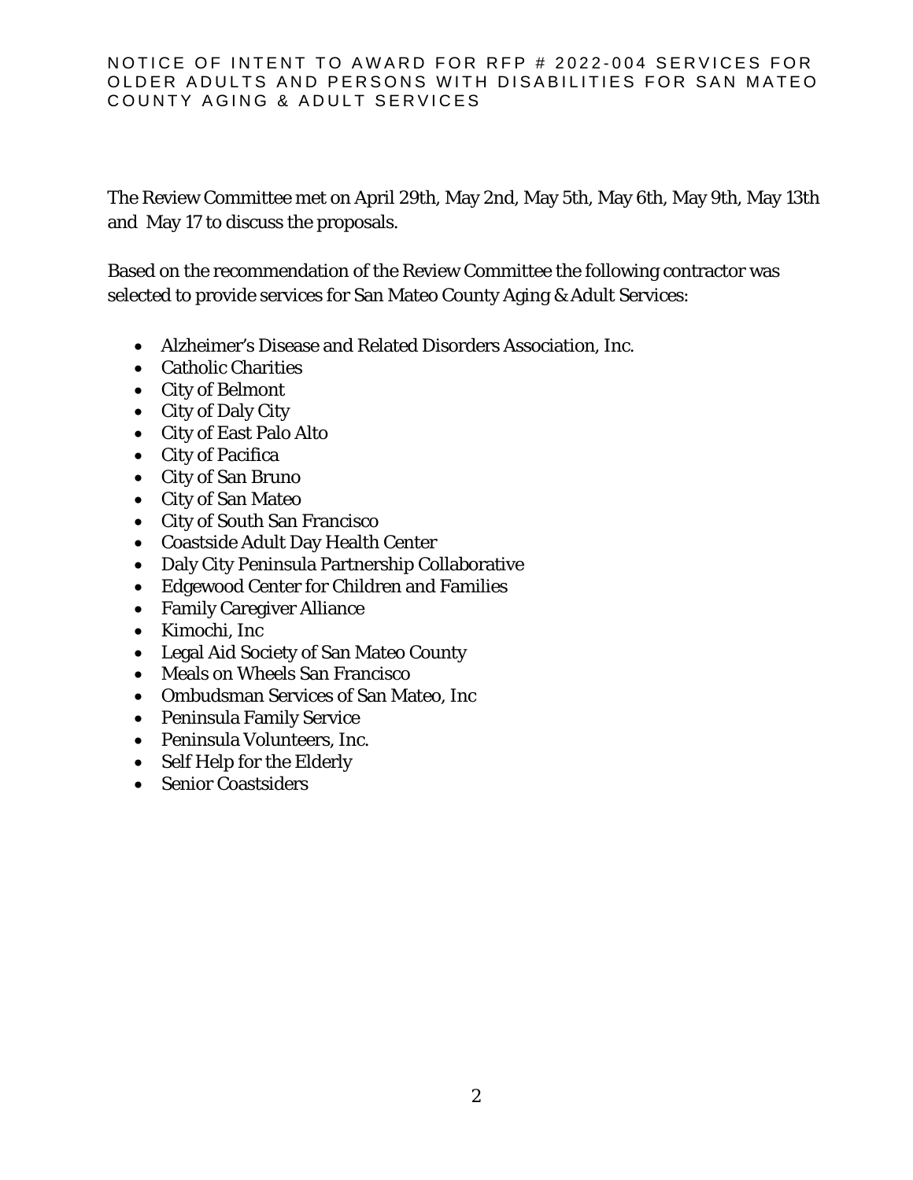The Review Committee met on April 29th, May 2nd, May 5th, May 6th, May 9th, May 13th and May 17 to discuss the proposals.

Based on the recommendation of the Review Committee the following contractor was selected to provide services for San Mateo County Aging & Adult Services:

- Alzheimer's Disease and Related Disorders Association, Inc.
- Catholic Charities
- City of Belmont
- City of Daly City
- City of East Palo Alto
- City of Pacifica
- City of San Bruno
- City of San Mateo
- City of South San Francisco
- Coastside Adult Day Health Center
- Daly City Peninsula Partnership Collaborative
- Edgewood Center for Children and Families
- Family Caregiver Alliance
- Kimochi, Inc
- Legal Aid Society of San Mateo County
- Meals on Wheels San Francisco
- Ombudsman Services of San Mateo, Inc
- Peninsula Family Service
- Peninsula Volunteers, Inc.
- Self Help for the Elderly
- Senior Coastsiders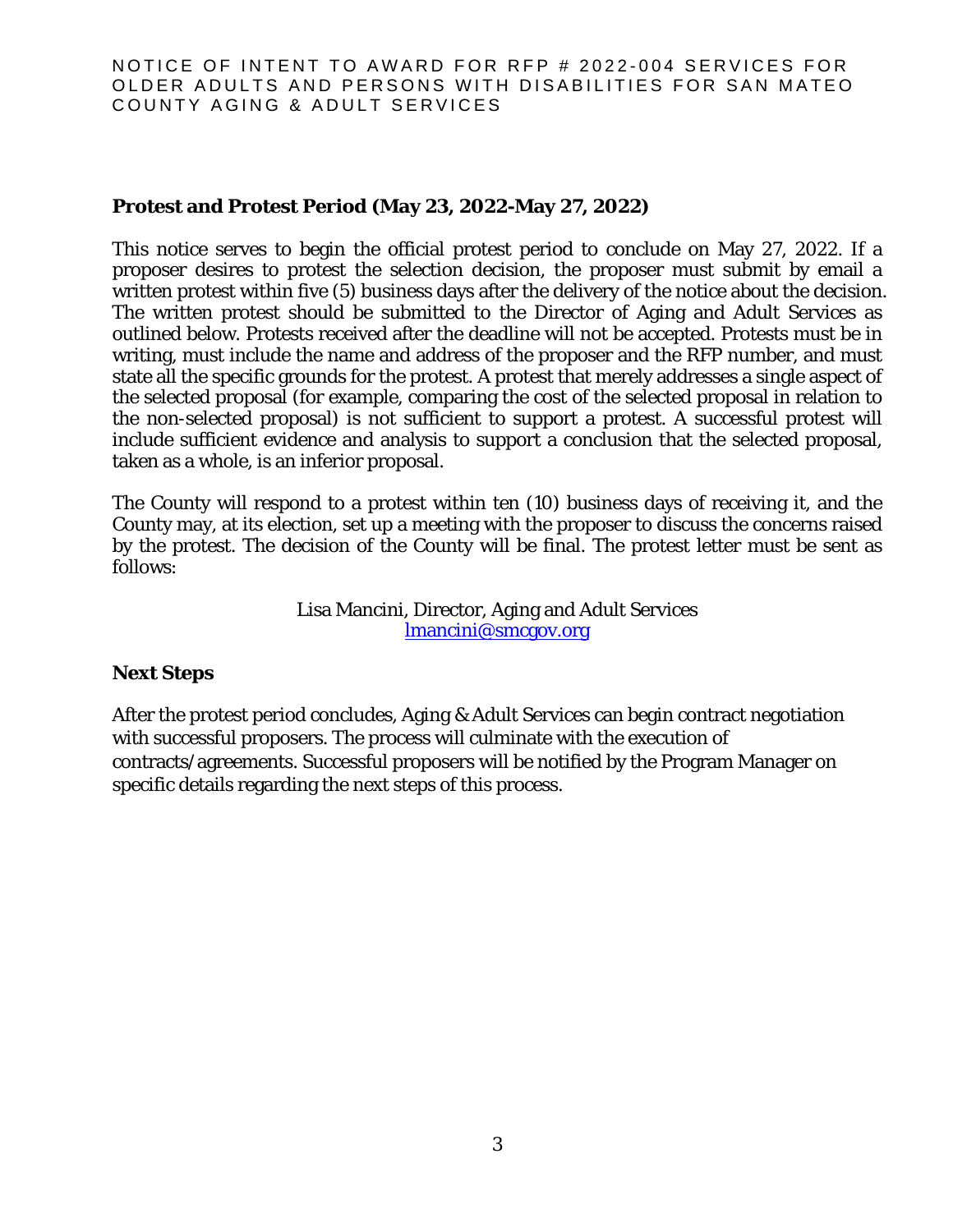## Protest and Protest Period (May 23, 2022-May 27, 2022)

This notice serves to begin the official protest period to conclude on May 27, 2022. If a proposer desires to protest the selection decision, the proposer must submit by email a written protest within five (5) business days after the delivery of the notice about the decision. The written protest should be submitted to the Director of Aging and Adult Services as outlined below. Protests received after the deadline will not be accepted. Protests must be in writing, must include the name and address of the proposer and the RFP number, and must state all the specific grounds for the protest. A protest that merely addresses a single aspect of the selected proposal (for example, comparing the cost of the selected proposal in relation to the non-selected proposal) is not sufficient to support a protest. A successful protest will include sufficient evidence and analysis to support a conclusion that the selected proposal, taken as a whole, is an inferior proposal.

The County will respond to a protest within ten (10) business days of receiving it, and the County may, at its election, set up a meeting with the proposer to discuss the concerns raised by the protest. The decision of the County will be final. The protest letter must be sent as follows:

Lisa Mancini, Director, Aging and Adult Services
lmancini@smcgov.org

## Next Steps

After the protest period concludes, Aging & Adult Services can begin contract negotiation with successful proposers. The process will culminate with the execution of contracts/agreements. Successful proposers will be notified by the Program Manager on specific details regarding the next steps of this process.